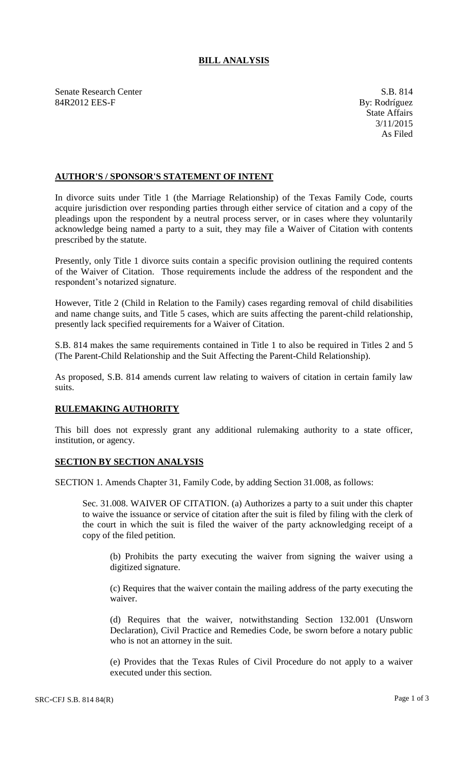# BILL ANALYSIS

Senate Research Center
84R2012 EES-F

S.B. 814
By: Rodríguez
State Affairs
3/11/2015
As Filed

## AUTHOR'S / SPONSOR'S STATEMENT OF INTENT

In divorce suits under Title 1 (the Marriage Relationship) of the Texas Family Code, courts acquire jurisdiction over responding parties through either service of citation and a copy of the pleadings upon the respondent by a neutral process server, or in cases where they voluntarily acknowledge being named a party to a suit, they may file a Waiver of Citation with contents prescribed by the statute.

Presently, only Title 1 divorce suits contain a specific provision outlining the required contents of the Waiver of Citation. Those requirements include the address of the respondent and the respondent's notarized signature.

However, Title 2 (Child in Relation to the Family) cases regarding removal of child disabilities and name change suits, and Title 5 cases, which are suits affecting the parent-child relationship, presently lack specified requirements for a Waiver of Citation.

S.B. 814 makes the same requirements contained in Title 1 to also be required in Titles 2 and 5 (The Parent-Child Relationship and the Suit Affecting the Parent-Child Relationship).

As proposed, S.B. 814 amends current law relating to waivers of citation in certain family law suits.

## RULEMAKING AUTHORITY

This bill does not expressly grant any additional rulemaking authority to a state officer, institution, or agency.

## SECTION BY SECTION ANALYSIS

SECTION 1. Amends Chapter 31, Family Code, by adding Section 31.008, as follows:

Sec. 31.008. WAIVER OF CITATION. (a) Authorizes a party to a suit under this chapter to waive the issuance or service of citation after the suit is filed by filing with the clerk of the court in which the suit is filed the waiver of the party acknowledging receipt of a copy of the filed petition.

(b) Prohibits the party executing the waiver from signing the waiver using a digitized signature.

(c) Requires that the waiver contain the mailing address of the party executing the waiver.

(d) Requires that the waiver, notwithstanding Section 132.001 (Unsworn Declaration), Civil Practice and Remedies Code, be sworn before a notary public who is not an attorney in the suit.

(e) Provides that the Texas Rules of Civil Procedure do not apply to a waiver executed under this section.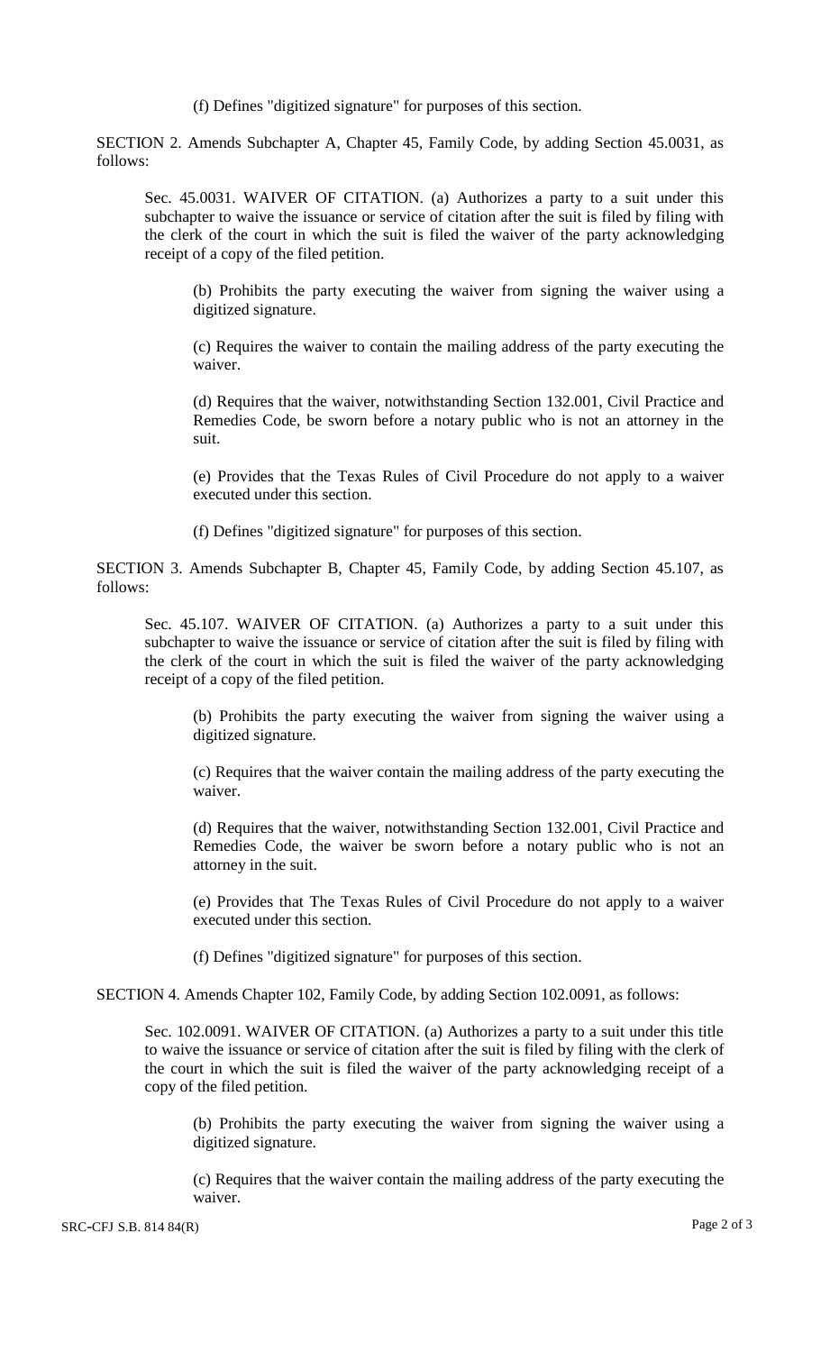(f) Defines "digitized signature" for purposes of this section.

SECTION 2. Amends Subchapter A, Chapter 45, Family Code, by adding Section 45.0031, as follows:

Sec. 45.0031. WAIVER OF CITATION. (a) Authorizes a party to a suit under this subchapter to waive the issuance or service of citation after the suit is filed by filing with the clerk of the court in which the suit is filed the waiver of the party acknowledging receipt of a copy of the filed petition.

(b) Prohibits the party executing the waiver from signing the waiver using a digitized signature.

(c) Requires the waiver to contain the mailing address of the party executing the waiver.

(d) Requires that the waiver, notwithstanding Section 132.001, Civil Practice and Remedies Code, be sworn before a notary public who is not an attorney in the suit.

(e) Provides that the Texas Rules of Civil Procedure do not apply to a waiver executed under this section.

(f) Defines "digitized signature" for purposes of this section.

SECTION 3. Amends Subchapter B, Chapter 45, Family Code, by adding Section 45.107, as follows:

Sec. 45.107. WAIVER OF CITATION. (a) Authorizes a party to a suit under this subchapter to waive the issuance or service of citation after the suit is filed by filing with the clerk of the court in which the suit is filed the waiver of the party acknowledging receipt of a copy of the filed petition.

(b) Prohibits the party executing the waiver from signing the waiver using a digitized signature.

(c) Requires that the waiver contain the mailing address of the party executing the waiver.

(d) Requires that the waiver, notwithstanding Section 132.001, Civil Practice and Remedies Code, the waiver be sworn before a notary public who is not an attorney in the suit.

(e) Provides that The Texas Rules of Civil Procedure do not apply to a waiver executed under this section.

(f) Defines "digitized signature" for purposes of this section.

SECTION 4. Amends Chapter 102, Family Code, by adding Section 102.0091, as follows:

Sec. 102.0091. WAIVER OF CITATION. (a) Authorizes a party to a suit under this title to waive the issuance or service of citation after the suit is filed by filing with the clerk of the court in which the suit is filed the waiver of the party acknowledging receipt of a copy of the filed petition.

(b) Prohibits the party executing the waiver from signing the waiver using a digitized signature.

(c) Requires that the waiver contain the mailing address of the party executing the waiver.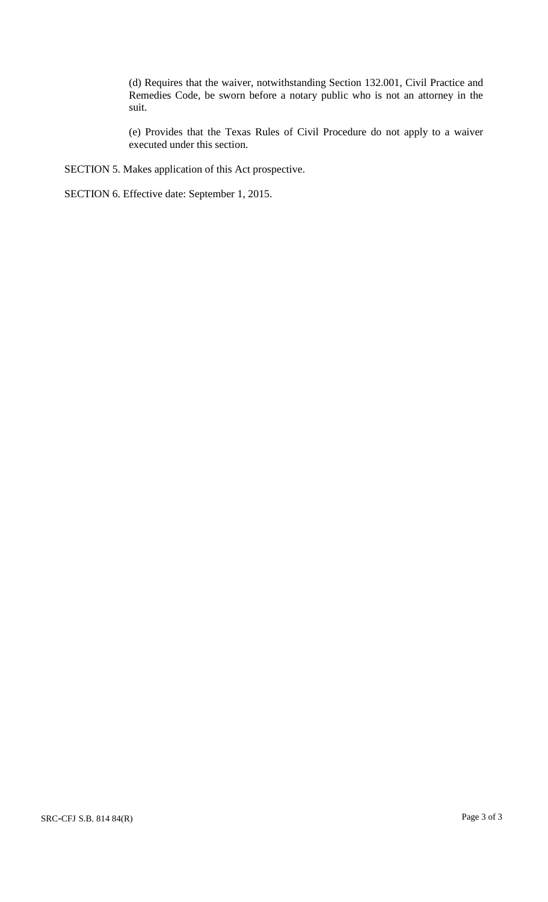(d) Requires that the waiver, notwithstanding Section 132.001, Civil Practice and Remedies Code, be sworn before a notary public who is not an attorney in the suit.

(e) Provides that the Texas Rules of Civil Procedure do not apply to a waiver executed under this section.

SECTION 5. Makes application of this Act prospective.

SECTION 6. Effective date: September 1, 2015.